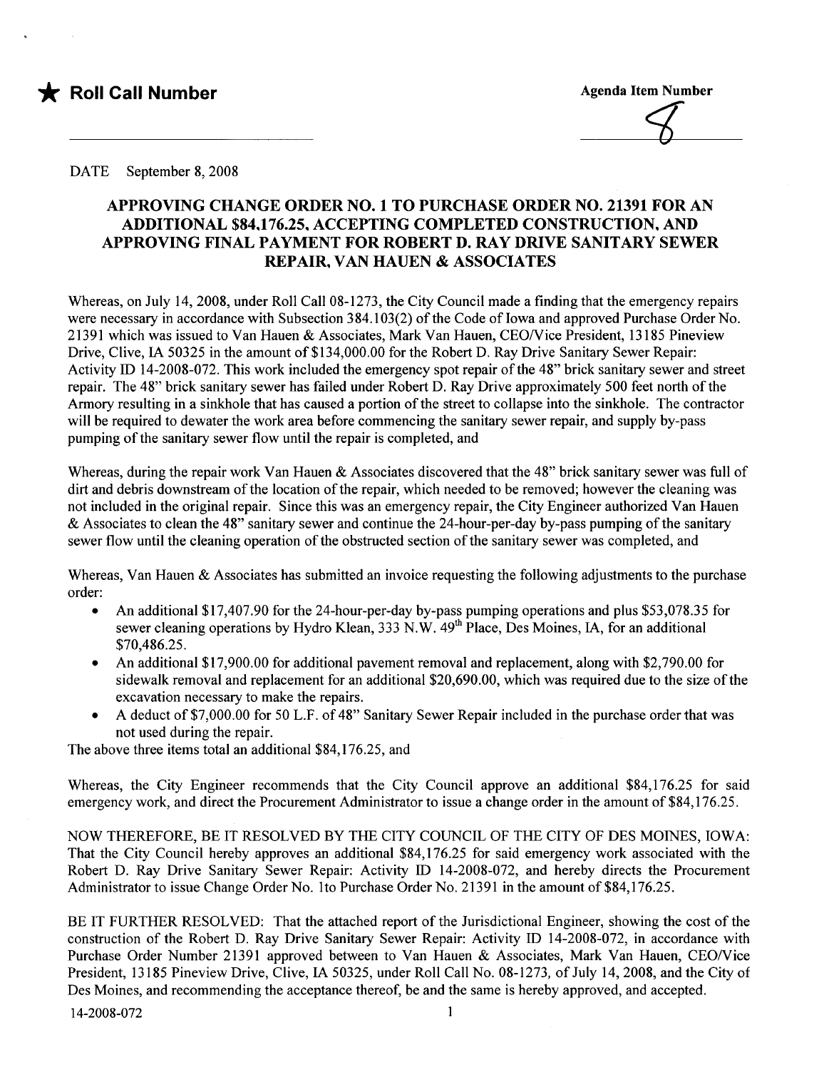★ **Roll Call Number**

**Agenda Item Number**

8

DATE September 8, 2008

## APPROVING CHANGE ORDER NO. 1 TO PURCHASE ORDER NO. 21391 FOR AN ADDITIONAL $84,176.25, ACCEPTING COMPLETED CONSTRUCTION, AND APPROVING FINAL PAYMENT FOR ROBERT D. RAY DRIVE SANITARY SEWER REPAIR, VAN HAUEN & ASSOCIATES

Whereas, on July 14, 2008, under Roll Call 08-1273, the City Council made a finding that the emergency repairs were necessary in accordance with Subsection 384.103(2) of the Code of Iowa and approved Purchase Order No. 21391 which was issued to Van Hauen & Associates, Mark Van Hauen, CEO/Vice President, 13185 Pineview Drive, Clive, IA 50325 in the amount of $134,000.00 for the Robert D. Ray Drive Sanitary Sewer Repair: Activity ID 14-2008-072. This work included the emergency spot repair of the 48" brick sanitary sewer and street repair. The 48" brick sanitary sewer has failed under Robert D. Ray Drive approximately 500 feet north of the Armory resulting in a sinkhole that has caused a portion of the street to collapse into the sinkhole. The contractor will be required to dewater the work area before commencing the sanitary sewer repair, and supply by-pass pumping of the sanitary sewer flow until the repair is completed, and

Whereas, during the repair work Van Hauen & Associates discovered that the 48" brick sanitary sewer was full of dirt and debris downstream of the location of the repair, which needed to be removed; however the cleaning was not included in the original repair. Since this was an emergency repair, the City Engineer authorized Van Hauen & Associates to clean the 48" sanitary sewer and continue the 24-hour-per-day by-pass pumping of the sanitary sewer flow until the cleaning operation of the obstructed section of the sanitary sewer was completed, and

Whereas, Van Hauen & Associates has submitted an invoice requesting the following adjustments to the purchase order:

- An additional $17,407.90 for the 24-hour-per-day by-pass pumping operations and plus $53,078.35 for sewer cleaning operations by Hydro Klean, 333 N.W. 49th Place, Des Moines, IA, for an additional $70,486.25.
- An additional $17,900.00 for additional pavement removal and replacement, along with $2,790.00 for sidewalk removal and replacement for an additional $20,690.00, which was required due to the size of the excavation necessary to make the repairs.
- A deduct of $7,000.00 for 50 L.F. of 48" Sanitary Sewer Repair included in the purchase order that was not used during the repair.

The above three items total an additional $84,176.25, and

Whereas, the City Engineer recommends that the City Council approve an additional $84,176.25 for said emergency work, and direct the Procurement Administrator to issue a change order in the amount of $84,176.25.

NOW THEREFORE, BE IT RESOLVED BY THE CITY COUNCIL OF THE CITY OF DES MOINES, IOWA: That the City Council hereby approves an additional $84,176.25 for said emergency work associated with the Robert D. Ray Drive Sanitary Sewer Repair: Activity ID 14-2008-072, and hereby directs the Procurement Administrator to issue Change Order No. 1to Purchase Order No. 21391 in the amount of $84,176.25.

BE IT FURTHER RESOLVED: That the attached report of the Jurisdictional Engineer, showing the cost of the construction of the Robert D. Ray Drive Sanitary Sewer Repair: Activity ID 14-2008-072, in accordance with Purchase Order Number 21391 approved between to Van Hauen & Associates, Mark Van Hauen, CEO/Vice President, 13185 Pineview Drive, Clive, IA 50325, under Roll Call No. 08-1273, of July 14, 2008, and the City of Des Moines, and recommending the acceptance thereof, be and the same is hereby approved, and accepted.

14-2008-072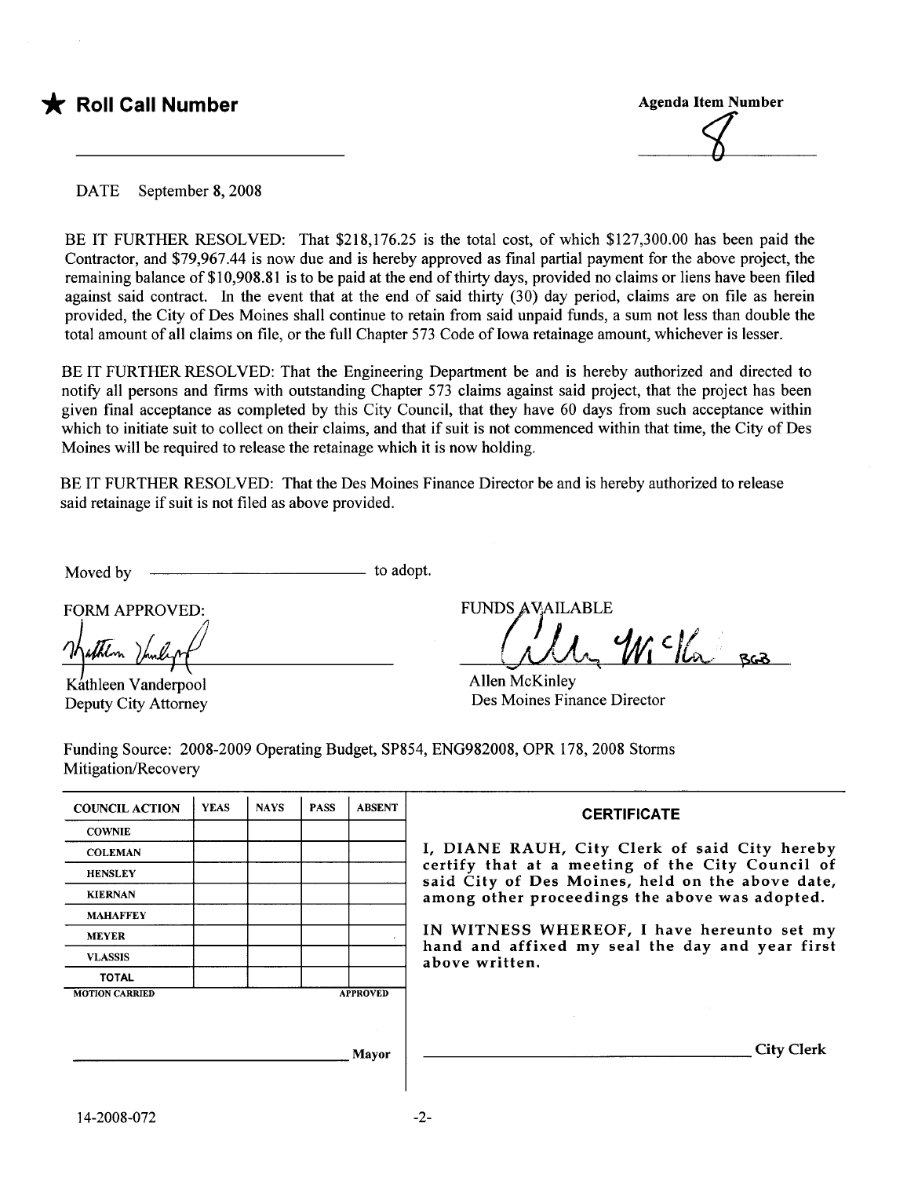★ **Roll Call Number**

\_\_\_\_\_\_\_\_\_\_\_\_\_\_\_\_\_\_\_\_\_\_\_\_

**Agenda Item Number**

8

DATE September 8, 2008

BE IT FURTHER RESOLVED: That $218,176.25 is the total cost, of which $127,300.00 has been paid the Contractor, and $79,967.44 is now due and is hereby approved as final partial payment for the above project, the remaining balance of $10,908.81 is to be paid at the end of thirty days, provided no claims or liens have been filed against said contract. In the event that at the end of said thirty (30) day period, claims are on file as herein provided, the City of Des Moines shall continue to retain from said unpaid funds, a sum not less than double the total amount of all claims on file, or the full Chapter 573 Code of Iowa retainage amount, whichever is lesser.

BE IT FURTHER RESOLVED: That the Engineering Department be and is hereby authorized and directed to notify all persons and firms with outstanding Chapter 573 claims against said project, that the project has been given final acceptance as completed by this City Council, that they have 60 days from such acceptance within which to initiate suit to collect on their claims, and that if suit is not commenced within that time, the City of Des Moines will be required to release the retainage which it is now holding.

BE IT FURTHER RESOLVED: That the Des Moines Finance Director be and is hereby authorized to release said retainage if suit is not filed as above provided.

Moved by \_\_\_\_\_\_\_\_\_\_\_\_\_\_\_\_\_\_\_\_ to adopt.

FORM APPROVED:

Kathleen Vanderpool
Deputy City Attorney

FUNDS AVAILABLE

Allen McKinley
Des Moines Finance Director

Funding Source: 2008-2009 Operating Budget, SP854, ENG982008, OPR 178, 2008 Storms Mitigation/Recovery

| COUNCIL ACTION | YEAS | NAYS | PASS | ABSENT |
|---|---|---|---|---|
| COWNIE | | | | |
| COLEMAN | | | | |
| HENSLEY | | | | |
| KIERNAN | | | | |
| MAHAFFEY | | | | |
| MEYER | | | | |
| VLASSIS | | | | |
| TOTAL | | | | |

MOTION CARRIED APPROVED

\_\_\_\_\_\_\_\_\_\_\_\_\_\_\_\_\_\_\_\_ Mayor

**CERTIFICATE**

I, DIANE RAUH, City Clerk of said City hereby certify that at a meeting of the City Council of said City of Des Moines, held on the above date, among other proceedings the above was adopted.

IN WITNESS WHEREOF, I have hereunto set my hand and affixed my seal the day and year first above written.

\_\_\_\_\_\_\_\_\_\_\_\_\_\_\_\_\_\_\_\_ City Clerk

14-2008-072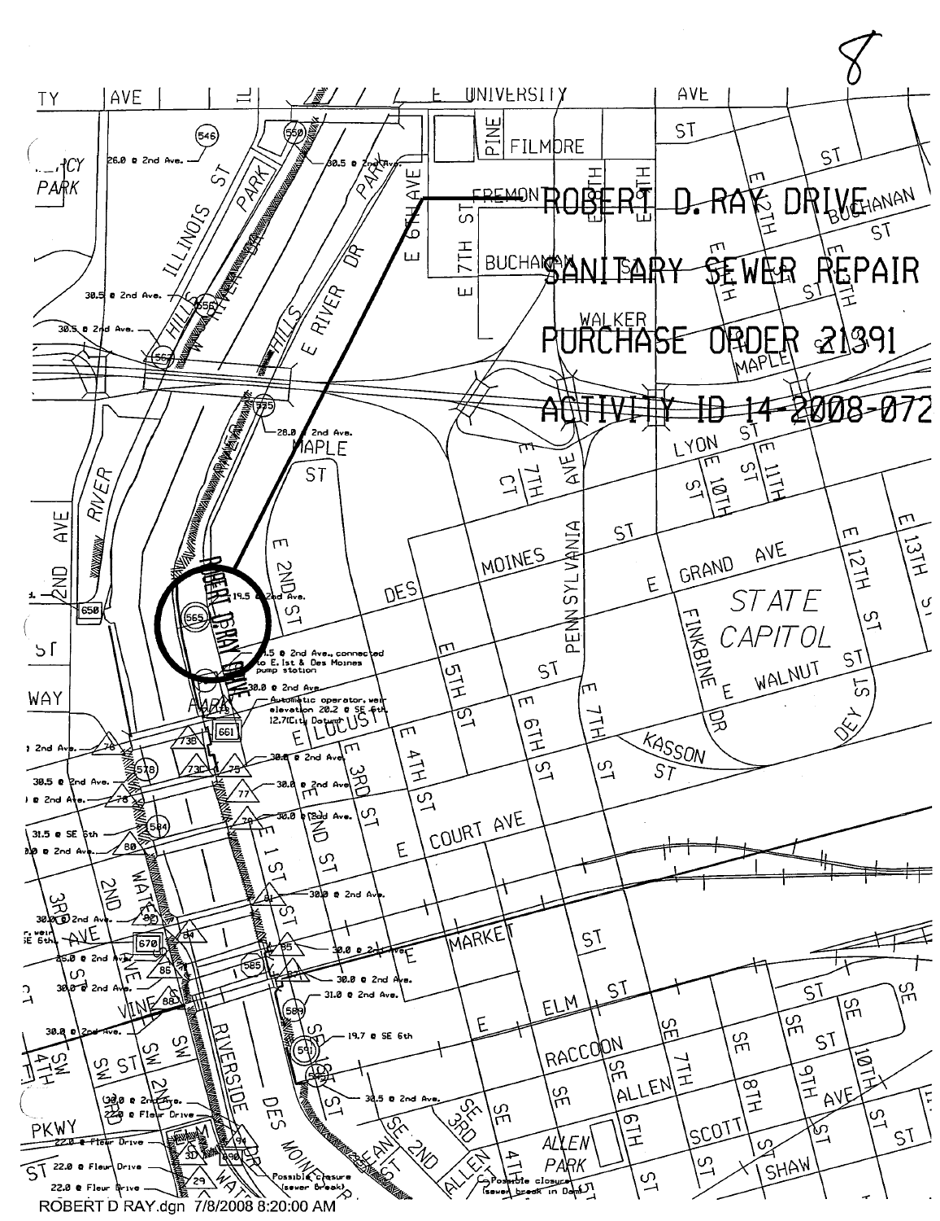8

# ROBERT D. RAY DRIVE

## SANITARY SEWER REPAIR

## PURCHASE ORDER 21391

## ACTIVITY ID 14-2008-072

ROBERT D RAY.dgn 7/8/2008 8:20:00 AM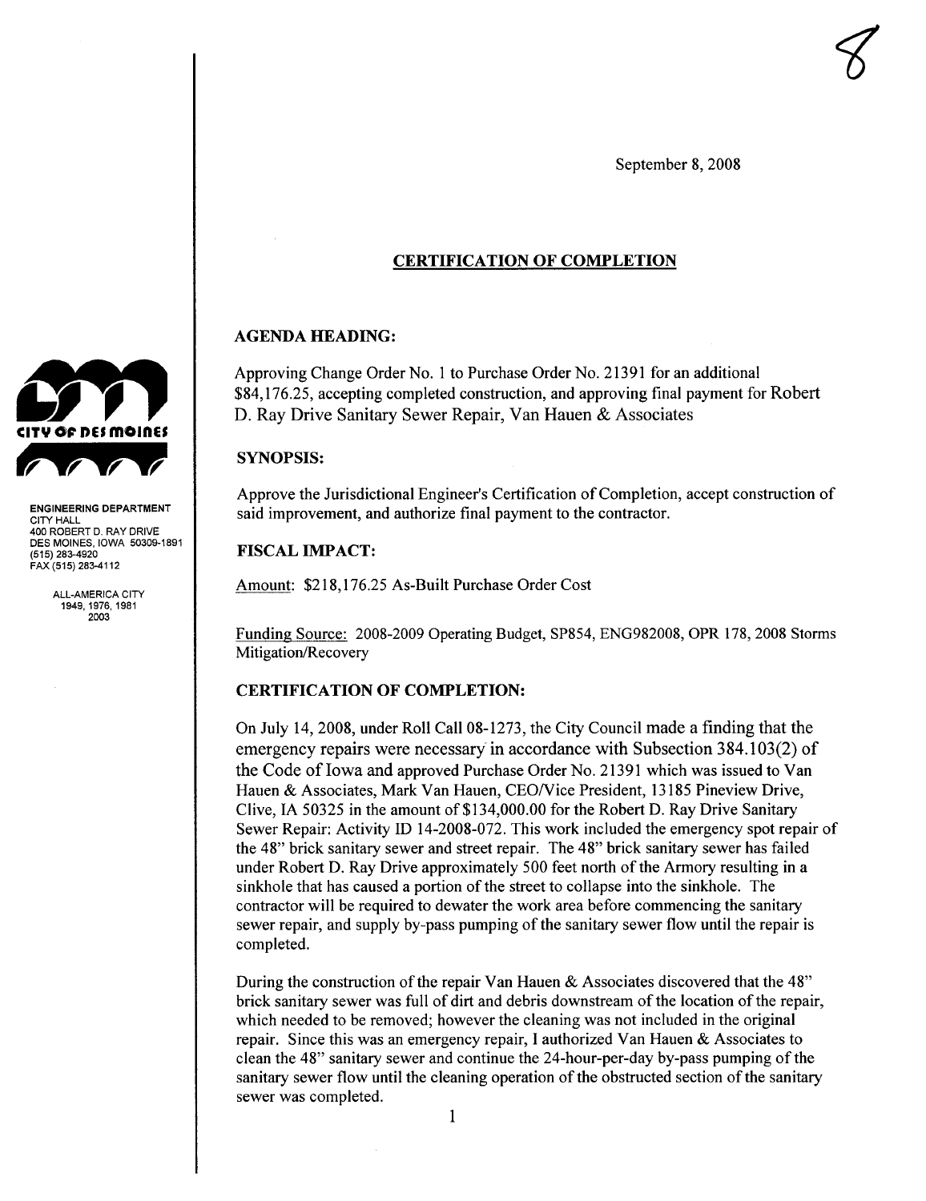8

September 8, 2008

## CERTIFICATION OF COMPLETION

CITY OF DES MOINES

ENGINEERING DEPARTMENT
CITY HALL
400 ROBERT D. RAY DRIVE
DES MOINES, IOWA 50309-1891
(515) 283-4920
FAX (515) 283-4112

ALL-AMERICA CITY
1949, 1976, 1981
2003

### AGENDA HEADING:

Approving Change Order No. 1 to Purchase Order No. 21391 for an additional $84,176.25, accepting completed construction, and approving final payment for Robert D. Ray Drive Sanitary Sewer Repair, Van Hauen & Associates

### SYNOPSIS:

Approve the Jurisdictional Engineer's Certification of Completion, accept construction of said improvement, and authorize final payment to the contractor.

### FISCAL IMPACT:

Amount: $218,176.25 As-Built Purchase Order Cost

Funding Source: 2008-2009 Operating Budget, SP854, ENG982008, OPR 178, 2008 Storms Mitigation/Recovery

### CERTIFICATION OF COMPLETION:

On July 14, 2008, under Roll Call 08-1273, the City Council made a finding that the emergency repairs were necessary in accordance with Subsection 384.103(2) of the Code of Iowa and approved Purchase Order No. 21391 which was issued to Van Hauen & Associates, Mark Van Hauen, CEO/Vice President, 13185 Pineview Drive, Clive, IA 50325 in the amount of $134,000.00 for the Robert D. Ray Drive Sanitary Sewer Repair: Activity ID 14-2008-072. This work included the emergency spot repair of the 48" brick sanitary sewer and street repair. The 48" brick sanitary sewer has failed under Robert D. Ray Drive approximately 500 feet north of the Armory resulting in a sinkhole that has caused a portion of the street to collapse into the sinkhole. The contractor will be required to dewater the work area before commencing the sanitary sewer repair, and supply by-pass pumping of the sanitary sewer flow until the repair is completed.

During the construction of the repair Van Hauen & Associates discovered that the 48" brick sanitary sewer was full of dirt and debris downstream of the location of the repair, which needed to be removed; however the cleaning was not included in the original repair. Since this was an emergency repair, I authorized Van Hauen & Associates to clean the 48" sanitary sewer and continue the 24-hour-per-day by-pass pumping of the sanitary sewer flow until the cleaning operation of the obstructed section of the sanitary sewer was completed.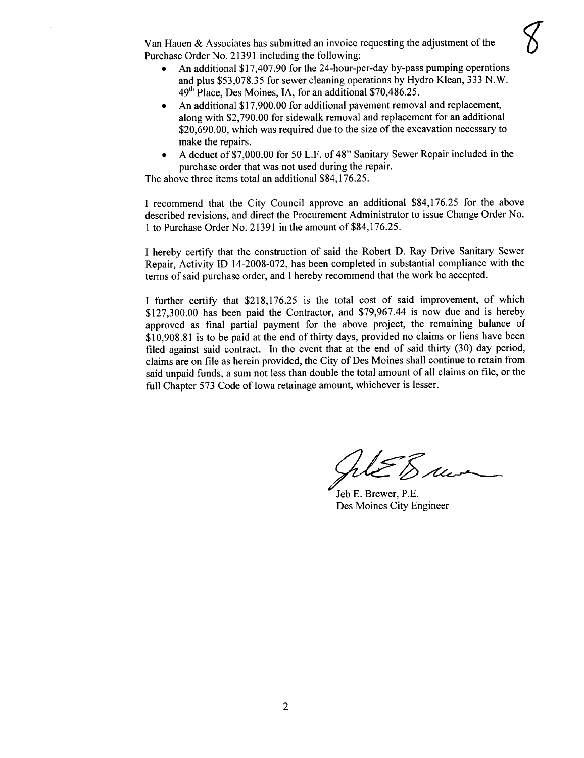Van Hauen & Associates has submitted an invoice requesting the adjustment of the Purchase Order No. 21391 including the following:

- An additional $17,407.90 for the 24-hour-per-day by-pass pumping operations and plus $53,078.35 for sewer cleaning operations by Hydro Klean, 333 N.W. 49th Place, Des Moines, IA, for an additional $70,486.25.
- An additional $17,900.00 for additional pavement removal and replacement, along with $2,790.00 for sidewalk removal and replacement for an additional $20,690.00, which was required due to the size of the excavation necessary to make the repairs.
- A deduct of $7,000.00 for 50 L.F. of 48" Sanitary Sewer Repair included in the purchase order that was not used during the repair.

The above three items total an additional $84,176.25.

I recommend that the City Council approve an additional $84,176.25 for the above described revisions, and direct the Procurement Administrator to issue Change Order No. 1 to Purchase Order No. 21391 in the amount of $84,176.25.

I hereby certify that the construction of said the Robert D. Ray Drive Sanitary Sewer Repair, Activity ID 14-2008-072, has been completed in substantial compliance with the terms of said purchase order, and I hereby recommend that the work be accepted.

I further certify that $218,176.25 is the total cost of said improvement, of which $127,300.00 has been paid the Contractor, and $79,967.44 is now due and is hereby approved as final partial payment for the above project, the remaining balance of $10,908.81 is to be paid at the end of thirty days, provided no claims or liens have been filed against said contract. In the event that at the end of said thirty (30) day period, claims are on file as herein provided, the City of Des Moines shall continue to retain from said unpaid funds, a sum not less than double the total amount of all claims on file, or the full Chapter 573 Code of Iowa retainage amount, whichever is lesser.

Jeb E. Brewer, P.E.
Des Moines City Engineer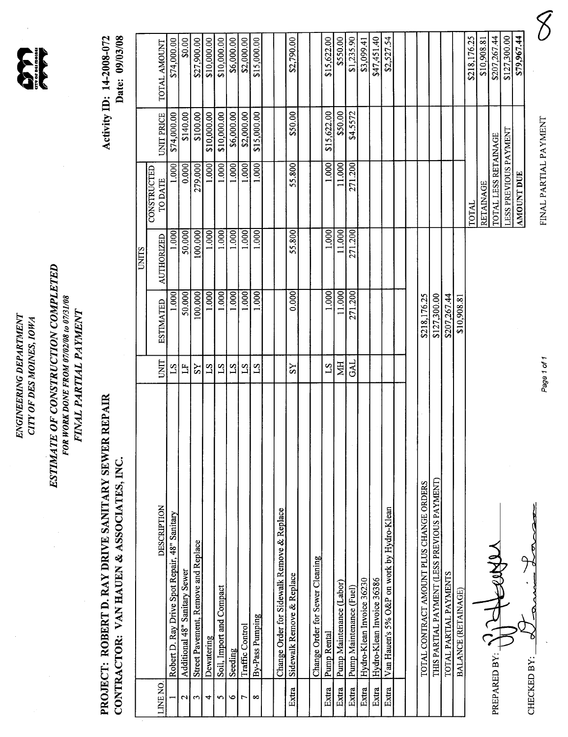ENGINEERING DEPARTMENT
CITY OF DES MOINES, IOWA

## ESTIMATE OF CONSTRUCTION COMPLETED

FOR WORK DONE FROM 07/02/08 to 07/31/08

FINAL PARTIAL PAYMENT

**PROJECT: ROBERT D. RAY DRIVE SANITARY SEWER REPAIR**

**CONTRACTOR: VAN HAUEN & ASSOCIATES, INC.**

**Activity ID: 14-2008-072**

**Date: 09/03/08**

| LINE NO. | DESCRIPTION | UNIT | UNITS ESTIMATED | UNITS AUTHORIZED | CONSTRUCTED TO DATE | UNIT PRICE | TOTAL AMOUNT |
|---|---|---|---|---|---|---|---|
| 1 | Robert D. Ray Drive Spot Repair, 48" Sanitary | LS | 1.000 | 1.000 | 1.000 | $74,000.00 | $74,000.00 |
| 2 | Additional 48" Sanitary Sewer | LF | 50.000 | 50.000 | 0.000 | $140.00 | $0.00 |
| 3 | Street Pavement, Remove and Replace | SY | 100.000 | 100.000 | 279.000 | $100.00 | $27,900.00 |
| 4 | Dewatering | LS | 1.000 | 1.000 | 1.000 | $10,000.00 | $10,000.00 |
| 5 | Soil, Import and Compact | LS | 1.000 | 1.000 | 1.000 | $10,000.00 | $10,000.00 |
| 6 | Seeding | LS | 1.000 | 1.000 | 1.000 | $6,000.00 | $6,000.00 |
| 7 | Traffic Control | LS | 1.000 | 1.000 | 1.000 | $2,000.00 | $2,000.00 |
| 8 | By-Pass Pumping | LS | 1.000 | 1.000 | 1.000 | $15,000.00 | $15,000.00 |
| | | | | | | | |
| | Change Order for Sidewalk Remove & Replace | | | | | | |
| Extra | Sidewalk Remove & Replace | SY | 0.000 | 55.800 | 55.800 | $50.00 | $2,790.00 |
| | | | | | | | |
| | Change Order for Sewer Cleaning | | | | | | |
| Extra | Pump Rental | LS | 1.000 | 1.000 | 1.000 | $15,622.00 | $15,622.00 |
| Extra | Pump Maintenance (Labor) | MH | 11.000 | 11.000 | 11.000 | $50.00 | $550.00 |
| Extra | Pump Maintenance (Fuel) | GAL | 271.200 | 271.200 | 271.200 | $4.5572 | $1,235.90 |
| Extra | Hydro-Klean Invoice 36230 | | | | | | $3,099.41 |
| Extra | Hydro-Klean Invoice 36386 | | | | | | $47,451.40 |
| Extra | Van Hauen's 5% O&P on work by Hydro-Klean | | | | | | $2,527.54 |
| | | | | | | | |
| | TOTAL CONTRACT AMOUNT PLUS CHANGE ORDERS | | $218,176.25 | | TOTAL | | $218,176.25 |
| | THIS PARTIAL PAYMENT (LESS PREVIOUS PAYMENT) | | $127,300.00 | | RETAINAGE | | $10,908.81 |
| | TOTAL PARTIAL PAYMENTS | | $207,267.44 | | TOTAL LESS RETAINAGE | | $207,267.44 |
| | BALANCE (RETAINAGE) | | $10,908.81 | | LESS PREVIOUS PAYMENT | | $127,300.00 |
| | | | | | AMOUNT DUE | | $79,967.44 |

PREPARED BY: [signature]

CHECKED BY: [signature]

FINAL PARTIAL PAYMENT

8